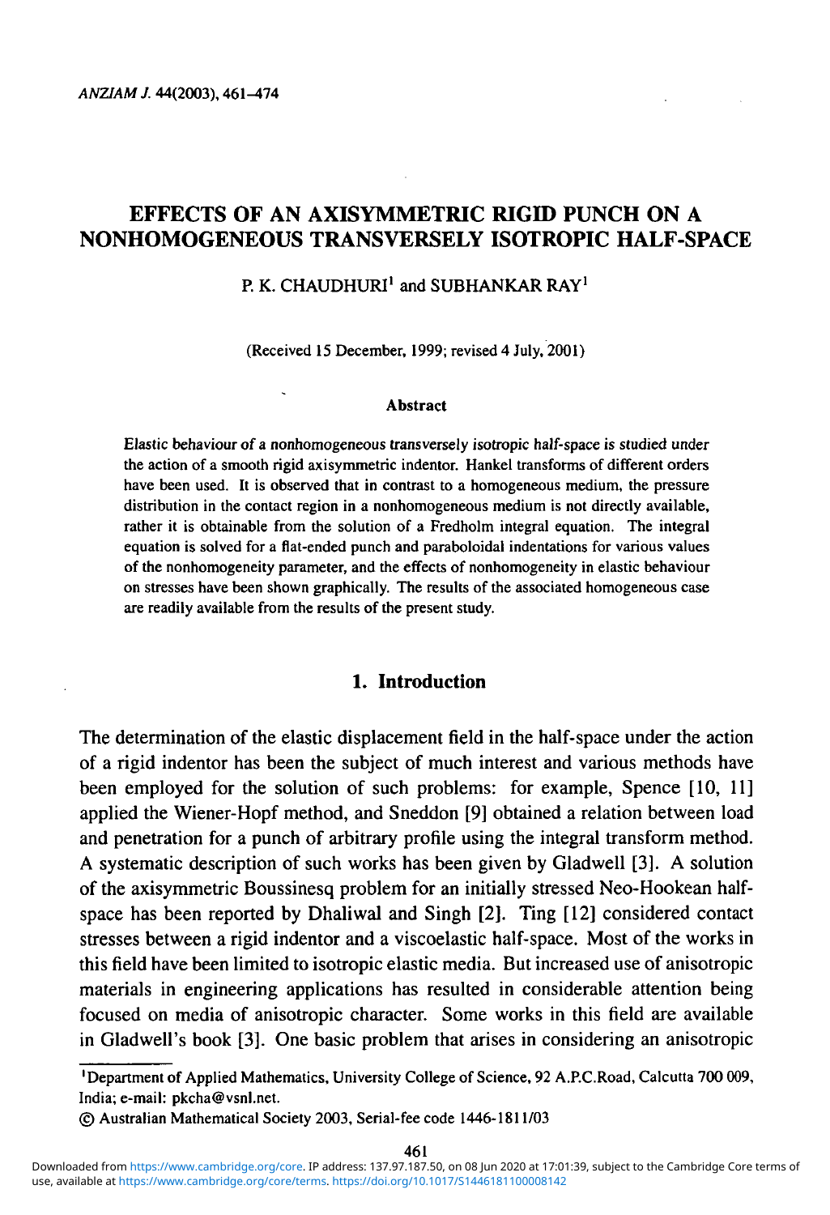# EFFECTS OF AN AXISYMMETRIC RIGID PUNCH ON A NONHOMOGENEOUS TRANSVERSELY ISOTROPIC HALF-SPACE

P. K. CHAUDHURI[1] and SUBHANKAR RAY[1]

(Received 15 December, 1999; revised 4 July, 2001)

### Abstract

Elastic behaviour of a nonhomogeneous transversely isotropic half-space is studied under the action of a smooth rigid axisymmetric indentor. Hankel transforms of different orders have been used. It is observed that in contrast to a homogeneous medium, the pressure distribution in the contact region in a nonhomogeneous medium is not directly available, rather it is obtainable from the solution of a Fredholm integral equation. The integral equation is solved for a flat-ended punch and paraboloidal indentations for various values of the nonhomogeneity parameter, and the effects of nonhomogeneity in elastic behaviour on stresses have been shown graphically. The results of the associated homogeneous case are readily available from the results of the present study.

## 1. Introduction

The determination of the elastic displacement field in the half-space under the action of a rigid indentor has been the subject of much interest and various methods have been employed for the solution of such problems: for example, Spence [10, 11] applied the Wiener-Hopf method, and Sneddon [9] obtained a relation between load and penetration for a punch of arbitrary profile using the integral transform method. A systematic description of such works has been given by Gladwell [3]. A solution of the axisymmetric Boussinesq problem for an initially stressed Neo-Hookean half-space has been reported by Dhaliwal and Singh [2]. Ting [12] considered contact stresses between a rigid indentor and a viscoelastic half-space. Most of the works in this field have been limited to isotropic elastic media. But increased use of anisotropic materials in engineering applications has resulted in considerable attention being focused on media of anisotropic character. Some works in this field are available in Gladwell's book [3]. One basic problem that arises in considering an anisotropic

---

[1]Department of Applied Mathematics, University College of Science, 92 A.P.C.Road, Calcutta 700 009, India; e-mail: pkcha@vsnl.net.

© Australian Mathematical Society 2003, Serial-fee code 1446-1811/03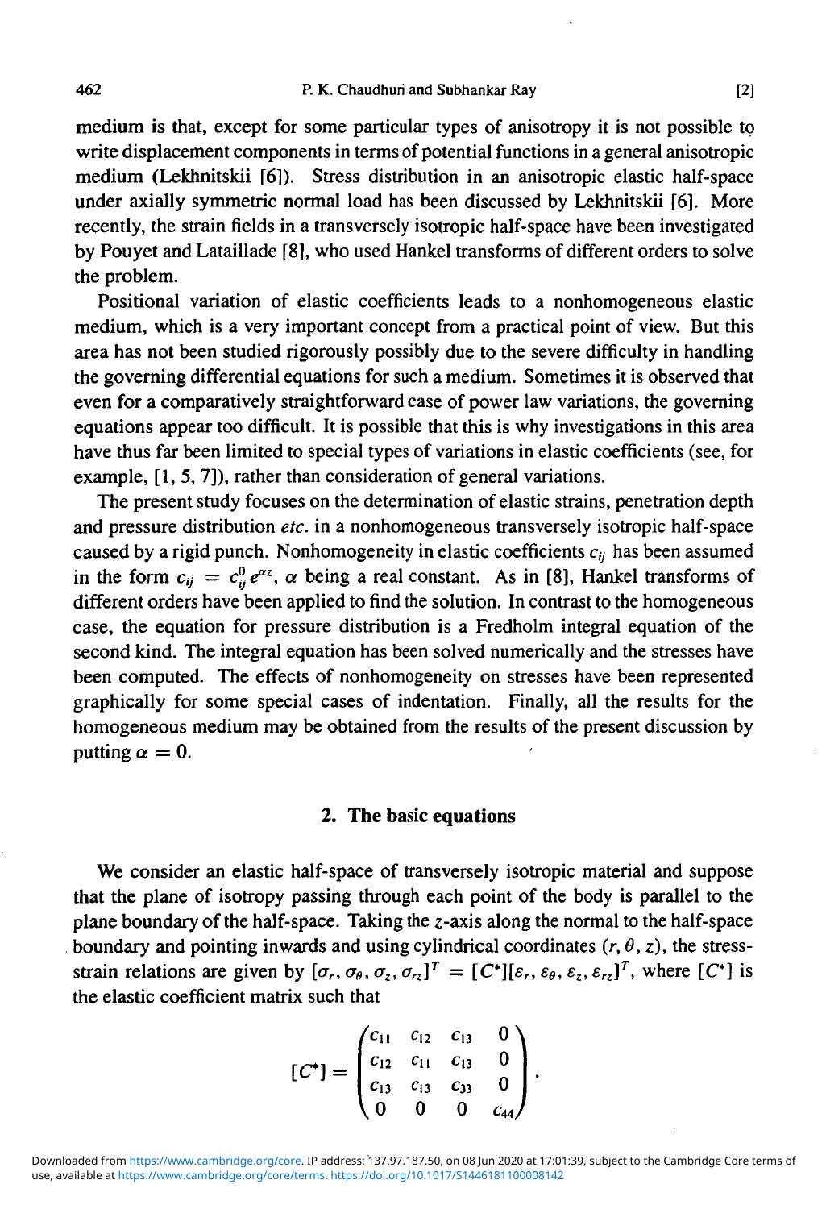medium is that, except for some particular types of anisotropy it is not possible to write displacement components in terms of potential functions in a general anisotropic medium (Lekhnitskii [6]). Stress distribution in an anisotropic elastic half-space under axially symmetric normal load has been discussed by Lekhnitskii [6]. More recently, the strain fields in a transversely isotropic half-space have been investigated by Pouyet and Lataillade [8], who used Hankel transforms of different orders to solve the problem.

Positional variation of elastic coefficients leads to a nonhomogeneous elastic medium, which is a very important concept from a practical point of view. But this area has not been studied rigorously possibly due to the severe difficulty in handling the governing differential equations for such a medium. Sometimes it is observed that even for a comparatively straightforward case of power law variations, the governing equations appear too difficult. It is possible that this is why investigations in this area have thus far been limited to special types of variations in elastic coefficients (see, for example, [1, 5, 7]), rather than consideration of general variations.

The present study focuses on the determination of elastic strains, penetration depth and pressure distribution *etc.* in a nonhomogeneous transversely isotropic half-space caused by a rigid punch. Nonhomogeneity in elastic coefficients $c_{ij}$ has been assumed in the form $c_{ij} = c_{ij}^0 e^{\alpha z}$, $\alpha$ being a real constant. As in [8], Hankel transforms of different orders have been applied to find the solution. In contrast to the homogeneous case, the equation for pressure distribution is a Fredholm integral equation of the second kind. The integral equation has been solved numerically and the stresses have been computed. The effects of nonhomogeneity on stresses have been represented graphically for some special cases of indentation. Finally, all the results for the homogeneous medium may be obtained from the results of the present discussion by putting $\alpha = 0$.

## 2. The basic equations

We consider an elastic half-space of transversely isotropic material and suppose that the plane of isotropy passing through each point of the body is parallel to the plane boundary of the half-space. Taking the $z$-axis along the normal to the half-space boundary and pointing inwards and using cylindrical coordinates $(r, \theta, z)$, the stress-strain relations are given by $[\sigma_r, \sigma_\theta, \sigma_z, \sigma_{rz}]^T = [C^*][\varepsilon_r, \varepsilon_\theta, \varepsilon_z, \varepsilon_{rz}]^T$, where $[C^*]$ is the elastic coefficient matrix such that

$$[C^*] = \begin{pmatrix} c_{11} & c_{12} & c_{13} & 0 \\ c_{12} & c_{11} & c_{13} & 0 \\ c_{13} & c_{13} & c_{33} & 0 \\ 0 & 0 & 0 & c_{44} \end{pmatrix}.$$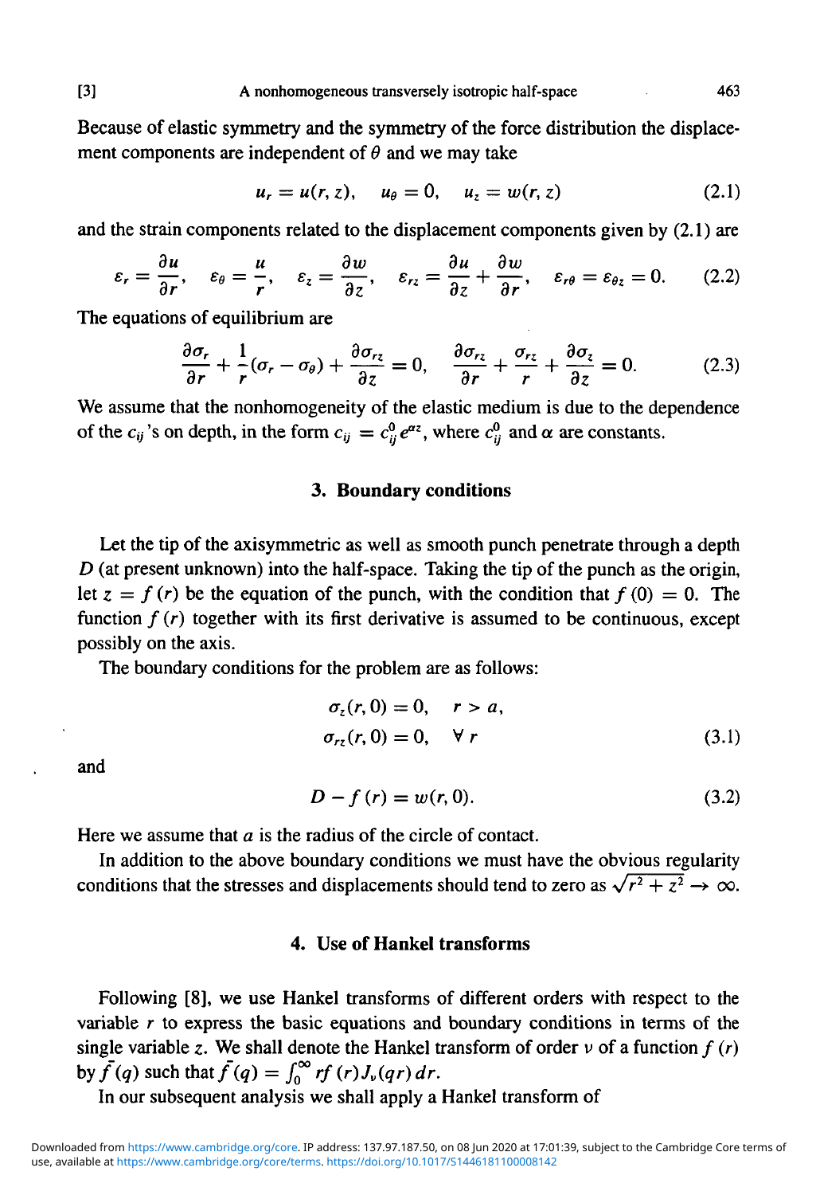Because of elastic symmetry and the symmetry of the force distribution the displacement components are independent of $\theta$ and we may take

$$u_r = u(r, z), \quad u_\theta = 0, \quad u_z = w(r, z) \tag{2.1}$$

and the strain components related to the displacement components given by (2.1) are

$$\varepsilon_r = \frac{\partial u}{\partial r}, \quad \varepsilon_\theta = \frac{u}{r}, \quad \varepsilon_z = \frac{\partial w}{\partial z}, \quad \varepsilon_{rz} = \frac{\partial u}{\partial z} + \frac{\partial w}{\partial r}, \quad \varepsilon_{r\theta} = \varepsilon_{\theta z} = 0. \tag{2.2}$$

The equations of equilibrium are

$$\frac{\partial \sigma_r}{\partial r} + \frac{1}{r}(\sigma_r - \sigma_\theta) + \frac{\partial \sigma_{rz}}{\partial z} = 0, \quad \frac{\partial \sigma_{rz}}{\partial r} + \frac{\sigma_{rz}}{r} + \frac{\partial \sigma_z}{\partial z} = 0. \tag{2.3}$$

We assume that the nonhomogeneity of the elastic medium is due to the dependence of the $c_{ij}$'s on depth, in the form $c_{ij} = c_{ij}^0 e^{\alpha z}$, where $c_{ij}^0$ and $\alpha$ are constants.

## 3. Boundary conditions

Let the tip of the axisymmetric as well as smooth punch penetrate through a depth $D$ (at present unknown) into the half-space. Taking the tip of the punch as the origin, let $z = f(r)$ be the equation of the punch, with the condition that $f(0) = 0$. The function $f(r)$ together with its first derivative is assumed to be continuous, except possibly on the axis.

The boundary conditions for the problem are as follows:

$$\begin{aligned} \sigma_z(r, 0) &= 0, \quad r > a, \\ \sigma_{rz}(r, 0) &= 0, \quad \forall\, r \end{aligned} \tag{3.1}$$

and

$$D - f(r) = w(r, 0). \tag{3.2}$$

Here we assume that $a$ is the radius of the circle of contact.

In addition to the above boundary conditions we must have the obvious regularity conditions that the stresses and displacements should tend to zero as $\sqrt{r^2 + z^2} \to \infty$.

## 4. Use of Hankel transforms

Following [8], we use Hankel transforms of different orders with respect to the variable $r$ to express the basic equations and boundary conditions in terms of the single variable $z$. We shall denote the Hankel transform of order $\nu$ of a function $f(r)$ by $\bar{f}(q)$ such that $\bar{f}(q) = \int_0^\infty r f(r) J_\nu(qr)\, dr$.

In our subsequent analysis we shall apply a Hankel transform of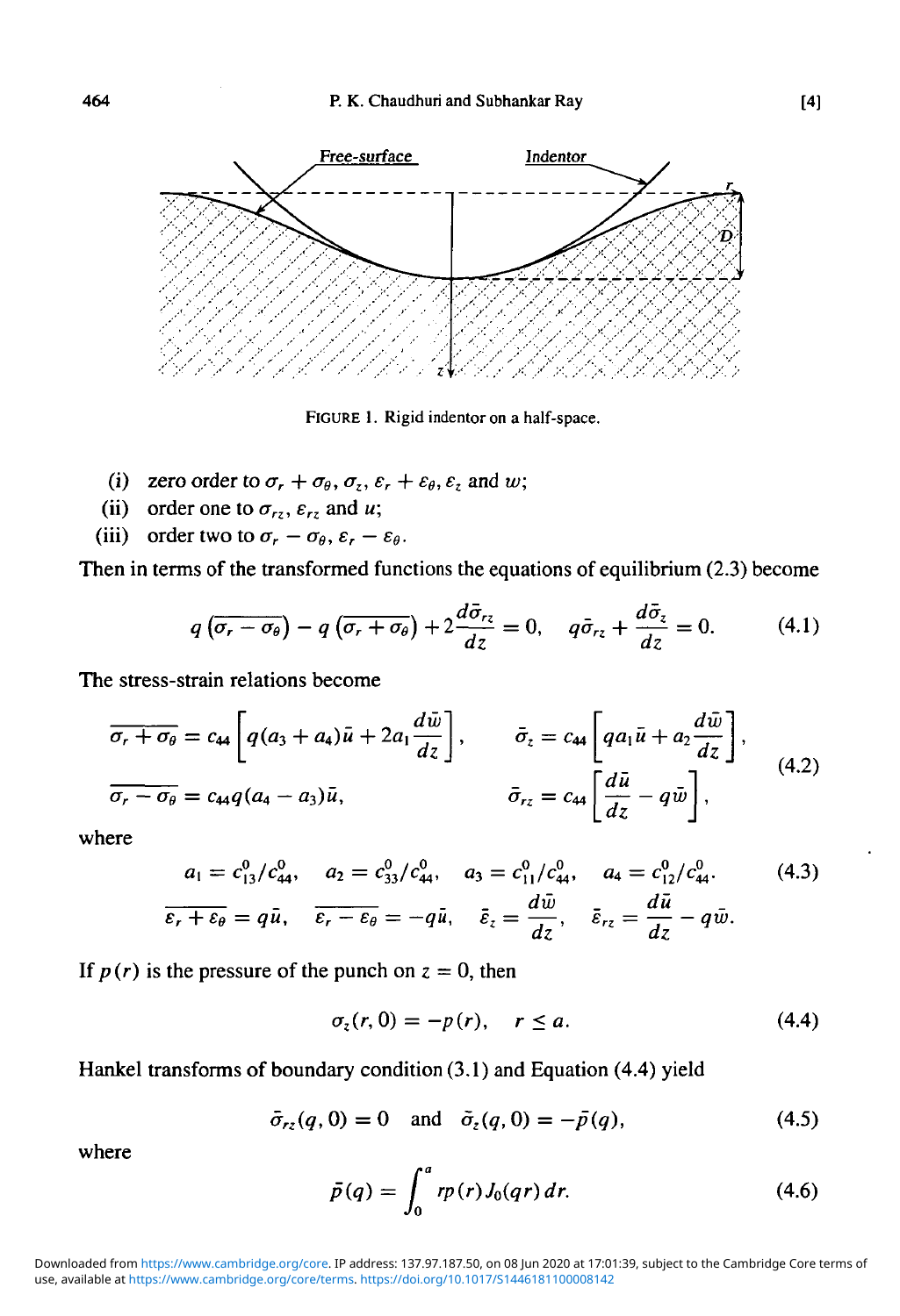FIGURE 1. Rigid indentor on a half-space.

(i) zero order to $\sigma_r + \sigma_\theta$, $\sigma_z$, $\varepsilon_r + \varepsilon_\theta$, $\varepsilon_z$ and $w$;

(ii) order one to $\sigma_{rz}$, $\varepsilon_{rz}$ and $u$;

(iii) order two to $\sigma_r - \sigma_\theta$, $\varepsilon_r - \varepsilon_\theta$.

Then in terms of the transformed functions the equations of equilibrium (2.3) become

$$q\left(\overline{\sigma_r - \sigma_\theta}\right) - q\left(\overline{\sigma_r + \sigma_\theta}\right) + 2\frac{d\bar{\sigma}_{rz}}{dz} = 0, \quad q\bar{\sigma}_{rz} + \frac{d\bar{\sigma}_z}{dz} = 0. \tag{4.1}$$

The stress-strain relations become

$$\begin{aligned} \overline{\sigma_r + \sigma_\theta} &= c_{44}\left[q(a_3 + a_4)\bar{u} + 2a_1\frac{d\bar{w}}{dz}\right], & \bar{\sigma}_z &= c_{44}\left[qa_1\bar{u} + a_2\frac{d\bar{w}}{dz}\right], \\ \overline{\sigma_r - \sigma_\theta} &= c_{44}q(a_4 - a_3)\bar{u}, & \bar{\sigma}_{rz} &= c_{44}\left[\frac{d\bar{u}}{dz} - q\bar{w}\right], \end{aligned} \tag{4.2}$$

where

$$a_1 = c^0_{13}/c^0_{44}, \quad a_2 = c^0_{33}/c^0_{44}, \quad a_3 = c^0_{11}/c^0_{44}, \quad a_4 = c^0_{12}/c^0_{44}. \tag{4.3}$$

$$\overline{\varepsilon_r + \varepsilon_\theta} = q\bar{u}, \quad \overline{\varepsilon_r - \varepsilon_\theta} = -q\bar{u}, \quad \bar{\varepsilon}_z = \frac{d\bar{w}}{dz}, \quad \bar{\varepsilon}_{rz} = \frac{d\bar{u}}{dz} - q\bar{w}.$$

If $p(r)$ is the pressure of the punch on $z = 0$, then

$$\sigma_z(r, 0) = -p(r), \quad r \le a. \tag{4.4}$$

Hankel transforms of boundary condition (3.1) and Equation (4.4) yield

$$\bar{\sigma}_{rz}(q, 0) = 0 \quad \text{and} \quad \bar{\sigma}_z(q, 0) = -\bar{p}(q), \tag{4.5}$$

where

$$\bar{p}(q) = \int_0^a rp(r)J_0(qr)\,dr. \tag{4.6}$$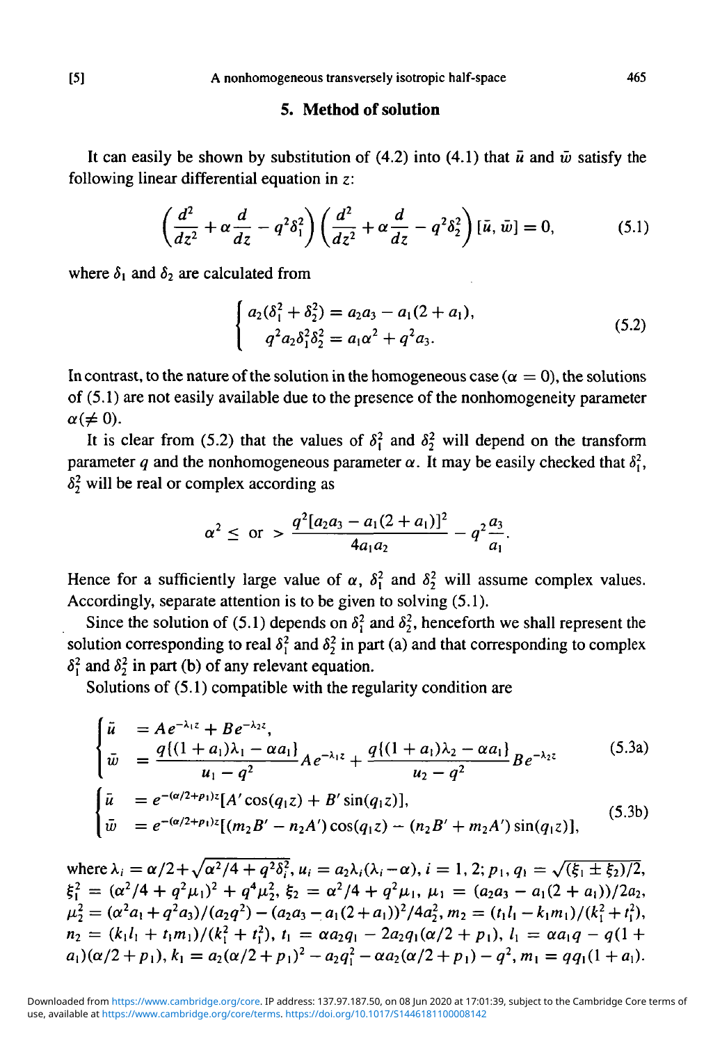## 5. Method of solution

It can easily be shown by substitution of (4.2) into (4.1) that $\bar{u}$ and $\bar{w}$ satisfy the following linear differential equation in $z$:

$$\left(\frac{d^2}{dz^2} + \alpha\frac{d}{dz} - q^2\delta_1^2\right)\left(\frac{d^2}{dz^2} + \alpha\frac{d}{dz} - q^2\delta_2^2\right)[\bar{u}, \bar{w}] = 0, \tag{5.1}$$

where $\delta_1$ and $\delta_2$ are calculated from

$$\begin{cases} a_2(\delta_1^2 + \delta_2^2) = a_2a_3 - a_1(2 + a_1), \\ q^2a_2\delta_1^2\delta_2^2 = a_1\alpha^2 + q^2a_3. \end{cases} \tag{5.2}$$

In contrast, to the nature of the solution in the homogeneous case ($\alpha = 0$), the solutions of (5.1) are not easily available due to the presence of the nonhomogeneity parameter $\alpha (\neq 0)$.

It is clear from (5.2) that the values of $\delta_1^2$ and $\delta_2^2$ will depend on the transform parameter $q$ and the nonhomogeneous parameter $\alpha$. It may be easily checked that $\delta_1^2$, $\delta_2^2$ will be real or complex according as

$$\alpha^2 \le \text{ or } > \frac{q^2[a_2a_3 - a_1(2 + a_1)]^2}{4a_1a_2} - q^2\frac{a_3}{a_1}.$$

Hence for a sufficiently large value of $\alpha$, $\delta_1^2$ and $\delta_2^2$ will assume complex values. Accordingly, separate attention is to be given to solving (5.1).

Since the solution of (5.1) depends on $\delta_1^2$ and $\delta_2^2$, henceforth we shall represent the solution corresponding to real $\delta_1^2$ and $\delta_2^2$ in part (a) and that corresponding to complex $\delta_1^2$ and $\delta_2^2$ in part (b) of any relevant equation.

Solutions of (5.1) compatible with the regularity condition are

$$\begin{cases} \bar{u} &= Ae^{-\lambda_1 z} + Be^{-\lambda_2 z}, \\ \bar{w} &= \dfrac{q\{(1 + a_1)\lambda_1 - \alpha a_1\}}{u_1 - q^2}Ae^{-\lambda_1 z} + \dfrac{q\{(1 + a_1)\lambda_2 - \alpha a_1\}}{u_2 - q^2}Be^{-\lambda_2 z} \end{cases} \tag{5.3a}$$

$$\begin{cases} \bar{u} &= e^{-(\alpha/2 + p_1)z}[A'\cos(q_1 z) + B'\sin(q_1 z)], \\ \bar{w} &= e^{-(\alpha/2 + p_1)z}[(m_2B' - n_2A')\cos(q_1 z) - (n_2B' + m_2A')\sin(q_1 z)], \end{cases} \tag{5.3b}$$

where $\lambda_i = \alpha/2 + \sqrt{\alpha^2/4 + q^2\delta_i^2}$, $u_i = a_2\lambda_i(\lambda_i - \alpha)$, $i = 1, 2$; $p_1, q_1 = \sqrt{(\xi_1 \pm \xi_2)/2}$, $\xi_1^2 = (\alpha^2/4 + q^2\mu_1)^2 + q^4\mu_2^2$, $\xi_2 = \alpha^2/4 + q^2\mu_1$, $\mu_1 = (a_2a_3 - a_1(2 + a_1))/2a_2$, $\mu_2^2 = (\alpha^2a_1 + q^2a_3)/(a_2q^2) - (a_2a_3 - a_1(2 + a_1))^2/4a_2^2$, $m_2 = (t_1l_1 - k_1m_1)/(k_1^2 + t_1^2)$, $n_2 = (k_1l_1 + t_1m_1)/(k_1^2 + t_1^2)$, $t_1 = \alpha a_2q_1 - 2a_2q_1(\alpha/2 + p_1)$, $l_1 = \alpha a_1q - q(1 + a_1)(\alpha/2 + p_1)$, $k_1 = a_2(\alpha/2 + p_1)^2 - a_2q_1^2 - \alpha a_2(\alpha/2 + p_1) - q^2$, $m_1 = qq_1(1 + a_1)$.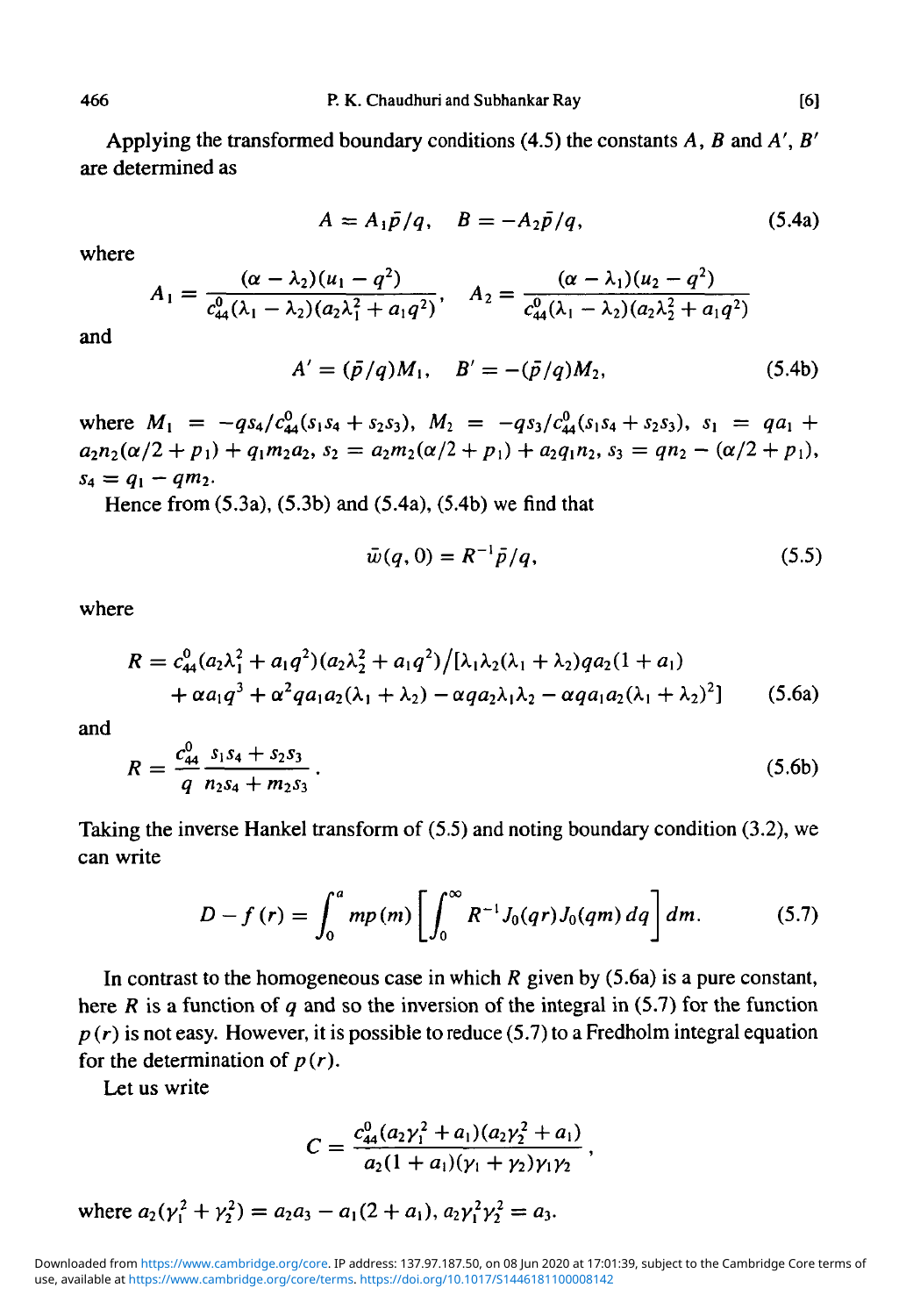Applying the transformed boundary conditions (4.5) the constants $A$, $B$ and $A'$, $B'$ are determined as

$$A = A_1 \bar{p}/q, \quad B = -A_2 \bar{p}/q, \tag{5.4a}$$

where

$$A_1 = \frac{(\alpha - \lambda_2)(u_1 - q^2)}{c_{44}^0(\lambda_1 - \lambda_2)(a_2\lambda_1^2 + a_1 q^2)}, \quad A_2 = \frac{(\alpha - \lambda_1)(u_2 - q^2)}{c_{44}^0(\lambda_1 - \lambda_2)(a_2\lambda_2^2 + a_1 q^2)}$$

and

$$A' = (\bar{p}/q)M_1, \quad B' = -(\bar{p}/q)M_2, \tag{5.4b}$$

where $M_1 = -qs_4/c_{44}^0(s_1s_4 + s_2s_3)$, $M_2 = -qs_3/c_{44}^0(s_1s_4 + s_2s_3)$, $s_1 = qa_1 + a_2n_2(\alpha/2 + p_1) + q_1m_2a_2$, $s_2 = a_2m_2(\alpha/2 + p_1) + a_2q_1n_2$, $s_3 = qn_2 - (\alpha/2 + p_1)$, $s_4 = q_1 - qm_2$.

Hence from (5.3a), (5.3b) and (5.4a), (5.4b) we find that

$$\bar{w}(q, 0) = R^{-1}\bar{p}/q, \tag{5.5}$$

where

$$R = c_{44}^0(a_2\lambda_1^2 + a_1q^2)(a_2\lambda_2^2 + a_1q^2)/[\lambda_1\lambda_2(\lambda_1 + \lambda_2)qa_2(1 + a_1) + \alpha a_1 q^3 + \alpha^2 q a_1 a_2(\lambda_1 + \lambda_2) - \alpha q a_2 \lambda_1 \lambda_2 - \alpha q a_1 a_2 (\lambda_1 + \lambda_2)^2] \tag{5.6a}$$

and

$$R = \frac{c_{44}^0}{q}\frac{s_1s_4 + s_2s_3}{n_2s_4 + m_2s_3}. \tag{5.6b}$$

Taking the inverse Hankel transform of (5.5) and noting boundary condition (3.2), we can write

$$D - f(r) = \int_0^a mp(m)\left[\int_0^\infty R^{-1}J_0(qr)J_0(qm)\,dq\right]dm. \tag{5.7}$$

In contrast to the homogeneous case in which $R$ given by (5.6a) is a pure constant, here $R$ is a function of $q$ and so the inversion of the integral in (5.7) for the function $p(r)$ is not easy. However, it is possible to reduce (5.7) to a Fredholm integral equation for the determination of $p(r)$.

Let us write

$$C = \frac{c_{44}^0(a_2\gamma_1^2 + a_1)(a_2\gamma_2^2 + a_1)}{a_2(1 + a_1)(\gamma_1 + \gamma_2)\gamma_1\gamma_2},$$

where $a_2(\gamma_1^2 + \gamma_2^2) = a_2a_3 - a_1(2 + a_1)$, $a_2\gamma_1^2\gamma_2^2 = a_3$.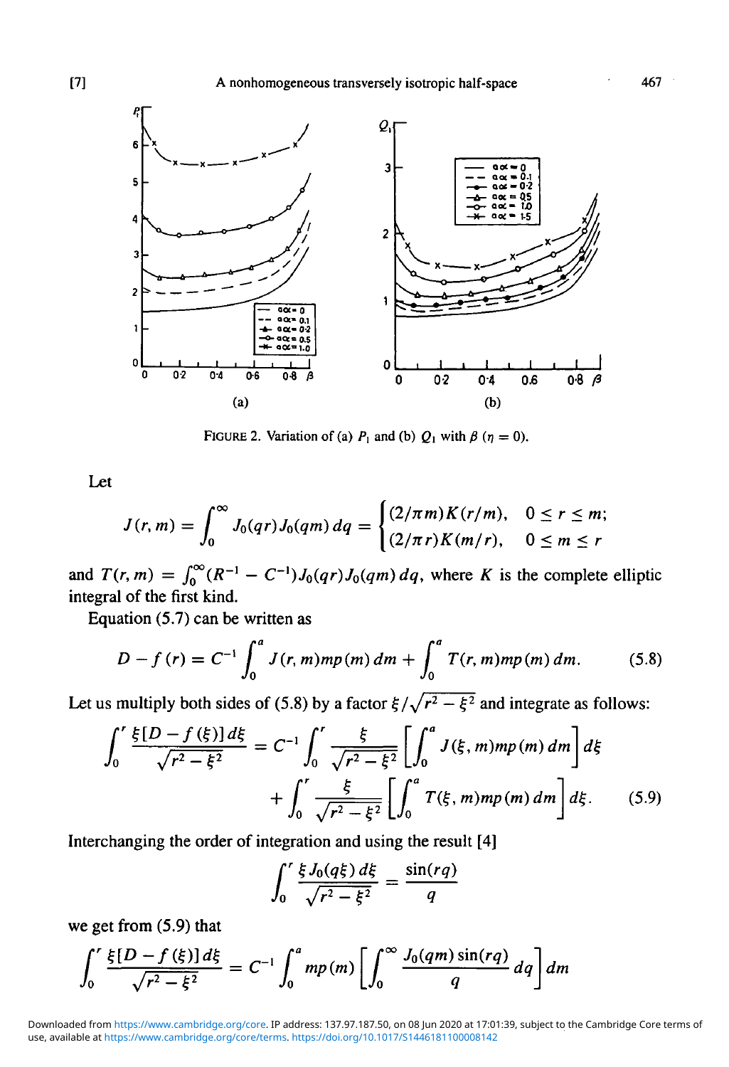FIGURE 2. Variation of (a) $P_1$ and (b) $Q_1$ with $\beta$ ($\eta = 0$).

Let

$$J(r, m) = \int_0^\infty J_0(qr) J_0(qm)\, dq = \begin{cases} (2/\pi m) K(r/m), & 0 \le r \le m; \\ (2/\pi r) K(m/r), & 0 \le m \le r \end{cases}$$

and $T(r, m) = \int_0^\infty (R^{-1} - C^{-1}) J_0(qr) J_0(qm)\, dq$, where $K$ is the complete elliptic integral of the first kind.

Equation (5.7) can be written as

$$D - f(r) = C^{-1} \int_0^a J(r, m) m p(m)\, dm + \int_0^a T(r, m) m p(m)\, dm. \tag{5.8}$$

Let us multiply both sides of (5.8) by a factor $\xi / \sqrt{r^2 - \xi^2}$ and integrate as follows:

$$\int_0^r \frac{\xi [D - f(\xi)]\, d\xi}{\sqrt{r^2 - \xi^2}} = C^{-1} \int_0^r \frac{\xi}{\sqrt{r^2 - \xi^2}} \left[ \int_0^a J(\xi, m) m p(m)\, dm \right] d\xi + \int_0^r \frac{\xi}{\sqrt{r^2 - \xi^2}} \left[ \int_0^a T(\xi, m) m p(m)\, dm \right] d\xi. \tag{5.9}$$

Interchanging the order of integration and using the result [4]

$$\int_0^r \frac{\xi J_0(q\xi)\, d\xi}{\sqrt{r^2 - \xi^2}} = \frac{\sin(rq)}{q}$$

we get from (5.9) that

$$\int_0^r \frac{\xi [D - f(\xi)]\, d\xi}{\sqrt{r^2 - \xi^2}} = C^{-1} \int_0^a m p(m) \left[ \int_0^\infty \frac{J_0(qm) \sin(rq)}{q}\, dq \right] dm$$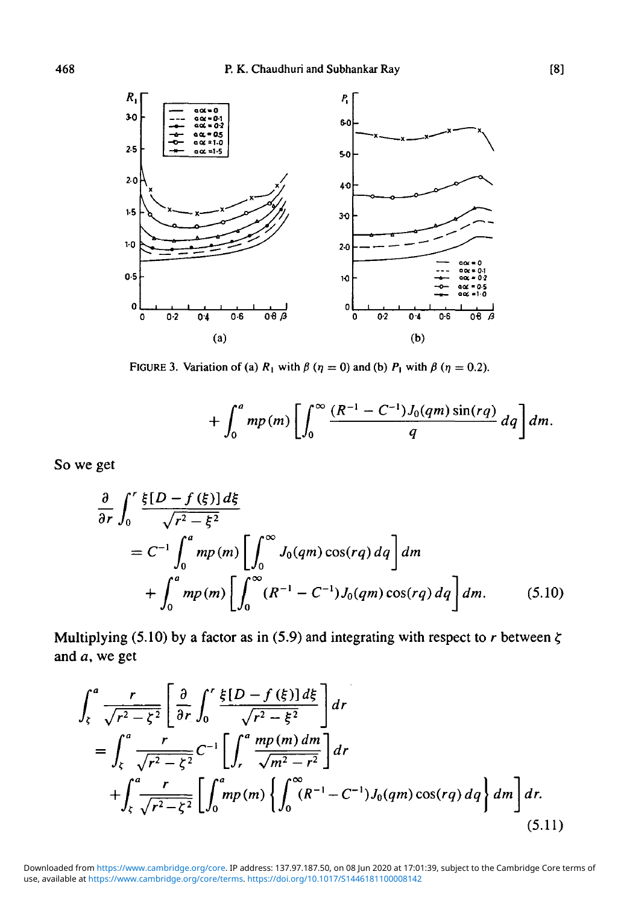FIGURE 3. Variation of (a) $R_1$ with $\beta$ ($\eta = 0$) and (b) $P_1$ with $\beta$ ($\eta = 0.2$).

$$+ \int_0^a mp(m) \left[ \int_0^\infty \frac{(R^{-1} - C^{-1}) J_0(qm) \sin(rq)}{q} \, dq \right] dm.$$

So we get

$$\begin{aligned}
\frac{\partial}{\partial r} \int_0^r \frac{\xi [D - f(\xi)] \, d\xi}{\sqrt{r^2 - \xi^2}}
&= C^{-1} \int_0^a mp(m) \left[ \int_0^\infty J_0(qm) \cos(rq) \, dq \right] dm \\
&\quad + \int_0^a mp(m) \left[ \int_0^\infty (R^{-1} - C^{-1}) J_0(qm) \cos(rq) \, dq \right] dm. \qquad (5.10)
\end{aligned}$$

Multiplying (5.10) by a factor as in (5.9) and integrating with respect to $r$ between $\zeta$ and $a$, we get

$$\begin{aligned}
&\int_\zeta^a \frac{r}{\sqrt{r^2 - \zeta^2}} \left[ \frac{\partial}{\partial r} \int_0^r \frac{\xi [D - f(\xi)] \, d\xi}{\sqrt{r^2 - \xi^2}} \right] dr \\
&= \int_\zeta^a \frac{r}{\sqrt{r^2 - \zeta^2}} C^{-1} \left[ \int_r^a \frac{mp(m) \, dm}{\sqrt{m^2 - r^2}} \right] dr \\
&\quad + \int_\zeta^a \frac{r}{\sqrt{r^2 - \zeta^2}} \left[ \int_0^a mp(m) \left\{ \int_0^\infty (R^{-1} - C^{-1}) J_0(qm) \cos(rq) \, dq \right\} dm \right] dr. \qquad (5.11)
\end{aligned}$$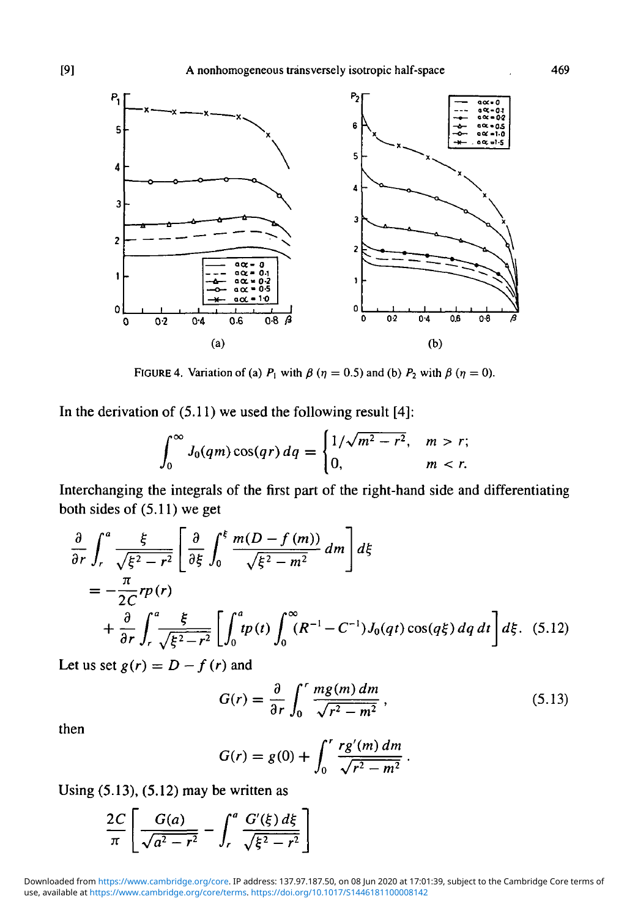FIGURE 4. Variation of (a) $P_1$ with $\beta$ ($\eta = 0.5$) and (b) $P_2$ with $\beta$ ($\eta = 0$).

In the derivation of (5.11) we used the following result [4]:

$$\int_0^\infty J_0(qm)\cos(qr)\,dq = \begin{cases} 1/\sqrt{m^2 - r^2}, & m > r; \\ 0, & m < r. \end{cases}$$

Interchanging the integrals of the first part of the right-hand side and differentiating both sides of (5.11) we get

$$\begin{aligned}
\frac{\partial}{\partial r}\int_r^a \frac{\xi}{\sqrt{\xi^2 - r^2}}&\left[\frac{\partial}{\partial \xi}\int_0^\xi \frac{m(D - f(m))}{\sqrt{\xi^2 - m^2}}\,dm\right] d\xi \\
&= -\frac{\pi}{2C} r p(r) \\
&\quad + \frac{\partial}{\partial r}\int_r^a \frac{\xi}{\sqrt{\xi^2 - r^2}}\left[\int_0^a t p(t)\int_0^\infty (R^{-1} - C^{-1}) J_0(qt)\cos(q\xi)\,dq\,dt\right] d\xi. \quad (5.12)
\end{aligned}$$

Let us set $g(r) = D - f(r)$ and

$$G(r) = \frac{\partial}{\partial r}\int_0^r \frac{m g(m)\,dm}{\sqrt{r^2 - m^2}}, \tag{5.13}$$

then

$$G(r) = g(0) + \int_0^r \frac{r g'(m)\,dm}{\sqrt{r^2 - m^2}}.$$

Using (5.13), (5.12) may be written as

$$\frac{2C}{\pi}\left[\frac{G(a)}{\sqrt{a^2 - r^2}} - \int_r^a \frac{G'(\xi)\,d\xi}{\sqrt{\xi^2 - r^2}}\right]$$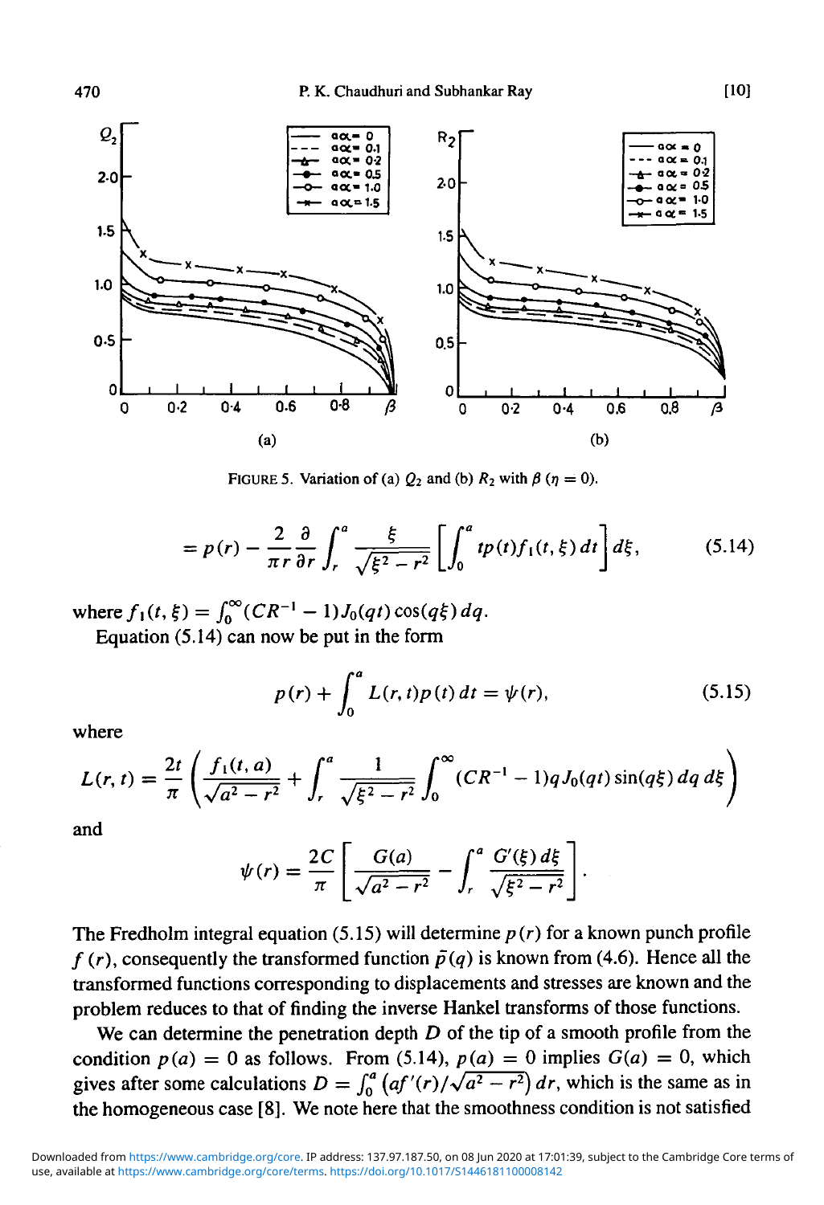FIGURE 5. Variation of (a) $Q_2$ and (b) $R_2$ with $\beta$ ($\eta = 0$).

$$= p(r) - \frac{2}{\pi r}\frac{\partial}{\partial r}\int_r^a \frac{\xi}{\sqrt{\xi^2 - r^2}}\left[\int_0^a t p(t) f_1(t,\xi)\, dt\right] d\xi, \tag{5.14}$$

where $f_1(t,\xi) = \int_0^\infty (CR^{-1} - 1) J_0(qt)\cos(q\xi)\, dq$.

Equation (5.14) can now be put in the form

$$p(r) + \int_0^a L(r,t) p(t)\, dt = \psi(r), \tag{5.15}$$

where

$$L(r,t) = \frac{2t}{\pi}\left(\frac{f_1(t,a)}{\sqrt{a^2 - r^2}} + \int_r^a \frac{1}{\sqrt{\xi^2 - r^2}}\int_0^\infty (CR^{-1} - 1) q J_0(qt)\sin(q\xi)\, dq\, d\xi\right)$$

and

$$\psi(r) = \frac{2C}{\pi}\left[\frac{G(a)}{\sqrt{a^2 - r^2}} - \int_r^a \frac{G'(\xi)\, d\xi}{\sqrt{\xi^2 - r^2}}\right].$$

The Fredholm integral equation (5.15) will determine $p(r)$ for a known punch profile $f(r)$, consequently the transformed function $\bar{p}(q)$ is known from (4.6). Hence all the transformed functions corresponding to displacements and stresses are known and the problem reduces to that of finding the inverse Hankel transforms of those functions.

We can determine the penetration depth $D$ of the tip of a smooth profile from the condition $p(a) = 0$ as follows. From (5.14), $p(a) = 0$ implies $G(a) = 0$, which gives after some calculations $D = \int_0^a \left(af'(r)/\sqrt{a^2 - r^2}\right) dr$, which is the same as in the homogeneous case [8]. We note here that the smoothness condition is not satisfied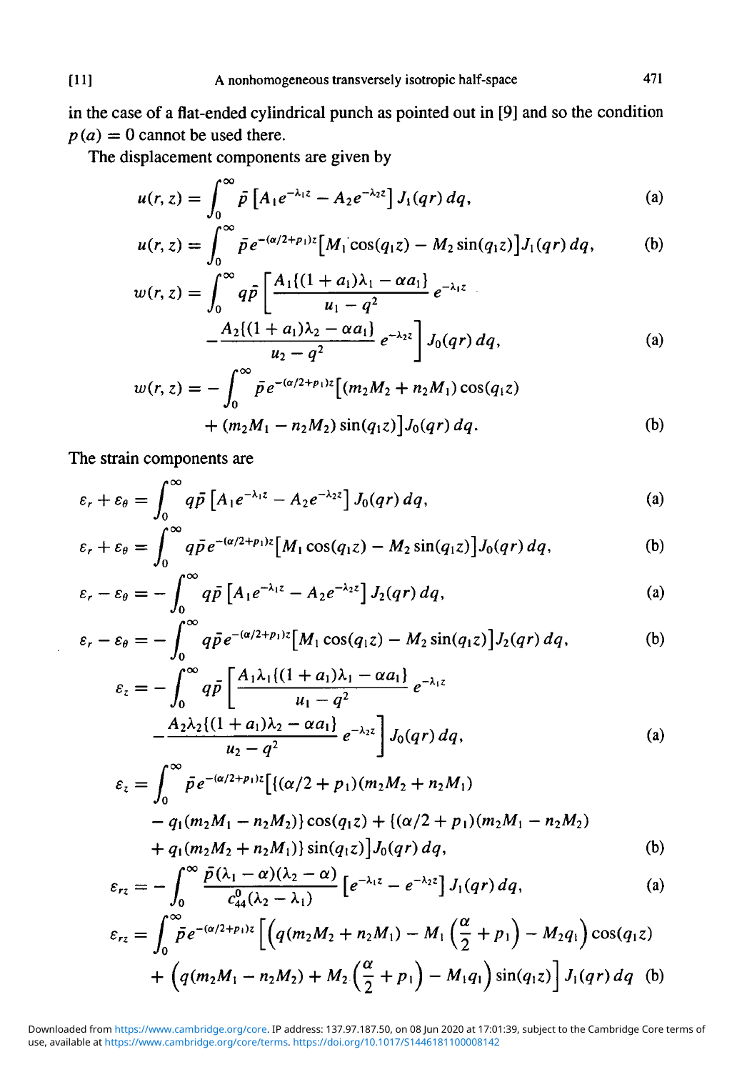in the case of a flat-ended cylindrical punch as pointed out in [9] and so the condition $p(a) = 0$ cannot be used there.

The displacement components are given by

$$u(r, z) = \int_0^\infty \bar{p}\left[A_1 e^{-\lambda_1 z} - A_2 e^{-\lambda_2 z}\right] J_1(qr)\, dq, \tag{a}$$

$$u(r, z) = \int_0^\infty \bar{p} e^{-(\alpha/2+p_1)z}\left[M_1 \cos(q_1 z) - M_2 \sin(q_1 z)\right] J_1(qr)\, dq, \tag{b}$$

$$w(r, z) = \int_0^\infty q\bar{p}\left[\frac{A_1\{(1+a_1)\lambda_1 - \alpha a_1\}}{u_1 - q^2} e^{-\lambda_1 z} - \frac{A_2\{(1+a_1)\lambda_2 - \alpha a_1\}}{u_2 - q^2} e^{-\lambda_2 z}\right] J_0(qr)\, dq, \tag{a}$$

$$w(r, z) = -\int_0^\infty \bar{p} e^{-(\alpha/2+p_1)z}\left[(m_2 M_2 + n_2 M_1)\cos(q_1 z) + (m_2 M_1 - n_2 M_2)\sin(q_1 z)\right] J_0(qr)\, dq. \tag{b}$$

The strain components are

$$\varepsilon_r + \varepsilon_\theta = \int_0^\infty q\bar{p}\left[A_1 e^{-\lambda_1 z} - A_2 e^{-\lambda_2 z}\right] J_0(qr)\, dq, \tag{a}$$

$$\varepsilon_r + \varepsilon_\theta = \int_0^\infty q\bar{p} e^{-(\alpha/2+p_1)z}\left[M_1 \cos(q_1 z) - M_2 \sin(q_1 z)\right] J_0(qr)\, dq, \tag{b}$$

$$\varepsilon_r - \varepsilon_\theta = -\int_0^\infty q\bar{p}\left[A_1 e^{-\lambda_1 z} - A_2 e^{-\lambda_2 z}\right] J_2(qr)\, dq, \tag{a}$$

$$\varepsilon_r - \varepsilon_\theta = -\int_0^\infty q\bar{p} e^{-(\alpha/2+p_1)z}\left[M_1 \cos(q_1 z) - M_2 \sin(q_1 z)\right] J_2(qr)\, dq, \tag{b}$$

$$\varepsilon_z = -\int_0^\infty q\bar{p}\left[\frac{A_1\lambda_1\{(1+a_1)\lambda_1 - \alpha a_1\}}{u_1 - q^2} e^{-\lambda_1 z} - \frac{A_2\lambda_2\{(1+a_1)\lambda_2 - \alpha a_1\}}{u_2 - q^2} e^{-\lambda_2 z}\right] J_0(qr)\, dq, \tag{a}$$

$$\begin{aligned}\varepsilon_z = \int_0^\infty \bar{p} e^{-(\alpha/2+p_1)z}\big[&\{(\alpha/2 + p_1)(m_2 M_2 + n_2 M_1) - q_1(m_2 M_1 - n_2 M_2)\}\cos(q_1 z) \\ &+ \{(\alpha/2 + p_1)(m_2 M_1 - n_2 M_2) + q_1(m_2 M_2 + n_2 M_1)\}\sin(q_1 z)\big] J_0(qr)\, dq,\end{aligned} \tag{b}$$

$$\varepsilon_{rz} = -\int_0^\infty \frac{\bar{p}(\lambda_1 - \alpha)(\lambda_2 - \alpha)}{c_{44}^0(\lambda_2 - \lambda_1)}\left[e^{-\lambda_1 z} - e^{-\lambda_2 z}\right] J_1(qr)\, dq, \tag{a}$$

$$\begin{aligned}\varepsilon_{rz} = \int_0^\infty \bar{p} e^{-(\alpha/2+p_1)z}\Big[&\Big(q(m_2 M_2 + n_2 M_1) - M_1\left(\frac{\alpha}{2} + p_1\right) - M_2 q_1\Big)\cos(q_1 z) \\ &+ \Big(q(m_2 M_1 - n_2 M_2) + M_2\left(\frac{\alpha}{2} + p_1\right) - M_1 q_1\Big)\sin(q_1 z)\Big] J_1(qr)\, dq\end{aligned} \tag{b}$$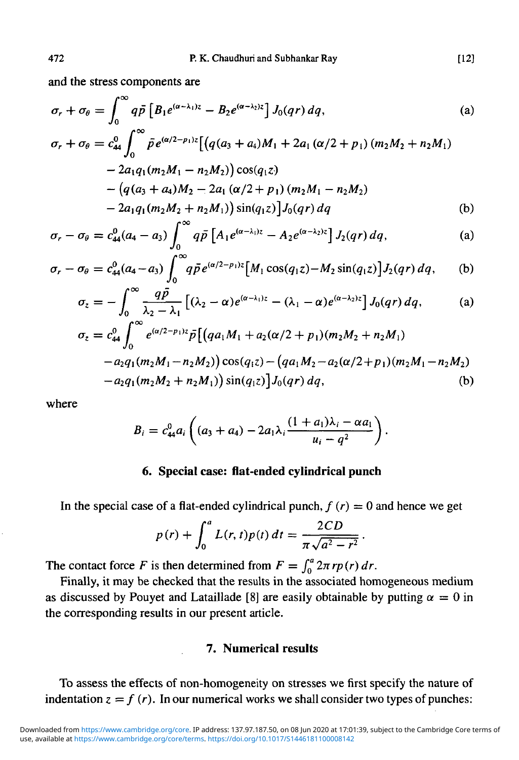and the stress components are

$$\sigma_r + \sigma_\theta = \int_0^\infty q\bar{p}\left[B_1 e^{(\alpha-\lambda_1)z} - B_2 e^{(\alpha-\lambda_2)z}\right] J_0(qr)\,dq, \tag{a}$$

$$\begin{aligned}\sigma_r + \sigma_\theta = c_{44}^0 \int_0^\infty \bar{p}\, e^{(\alpha/2-p_1)z}\big[&\big(q(a_3+a_4)M_1 + 2a_1(\alpha/2+p_1)(m_2M_2+n_2M_1)\\ &- 2a_1q_1(m_2M_1-n_2M_2)\big)\cos(q_1z)\\ &- \big(q(a_3+a_4)M_2 - 2a_1(\alpha/2+p_1)(m_2M_1-n_2M_2)\\ &- 2a_1q_1(m_2M_2+n_2M_1)\big)\sin(q_1z)\big]J_0(qr)\,dq\end{aligned} \tag{b}$$

$$\sigma_r - \sigma_\theta = c_{44}^0(a_4-a_3)\int_0^\infty q\bar{p}\left[A_1 e^{(\alpha-\lambda_1)z} - A_2 e^{(\alpha-\lambda_2)z}\right] J_2(qr)\,dq, \tag{a}$$

$$\sigma_r - \sigma_\theta = c_{44}^0(a_4-a_3)\int_0^\infty q\bar{p}\, e^{(\alpha/2-p_1)z}\left[M_1\cos(q_1z) - M_2\sin(q_1z)\right]J_2(qr)\,dq, \tag{b}$$

$$\sigma_z = -\int_0^\infty \frac{q\bar{p}}{\lambda_2-\lambda_1}\left[(\lambda_2-\alpha)e^{(\alpha-\lambda_1)z} - (\lambda_1-\alpha)e^{(\alpha-\lambda_2)z}\right] J_0(qr)\,dq, \tag{a}$$

$$\begin{aligned}\sigma_z = c_{44}^0\int_0^\infty e^{(\alpha/2-p_1)z}\bar{p}\big[&\big(qa_1M_1 + a_2(\alpha/2+p_1)(m_2M_2+n_2M_1)\\ &- a_2q_1(m_2M_1-n_2M_2)\big)\cos(q_1z) - \big(qa_1M_2 - a_2(\alpha/2+p_1)(m_2M_1-n_2M_2)\\ &- a_2q_1(m_2M_2+n_2M_1)\big)\sin(q_1z)\big]J_0(qr)\,dq,\end{aligned} \tag{b}$$

where

$$B_i = c_{44}^0 a_i\left((a_3+a_4) - 2a_1\lambda_i\frac{(1+a_1)\lambda_i - \alpha a_1}{u_i - q^2}\right).$$

## 6. Special case: flat-ended cylindrical punch

In the special case of a flat-ended cylindrical punch, $f(r) = 0$ and hence we get

$$p(r) + \int_0^a L(r,t)p(t)\,dt = \frac{2CD}{\pi\sqrt{a^2-r^2}}.$$

The contact force $F$ is then determined from $F = \int_0^a 2\pi r p(r)\,dr$.

Finally, it may be checked that the results in the associated homogeneous medium as discussed by Pouyet and Lataillade [8] are easily obtainable by putting $\alpha = 0$ in the corresponding results in our present article.

## 7. Numerical results

To assess the effects of non-homogeneity on stresses we first specify the nature of indentation $z = f(r)$. In our numerical works we shall consider two types of punches: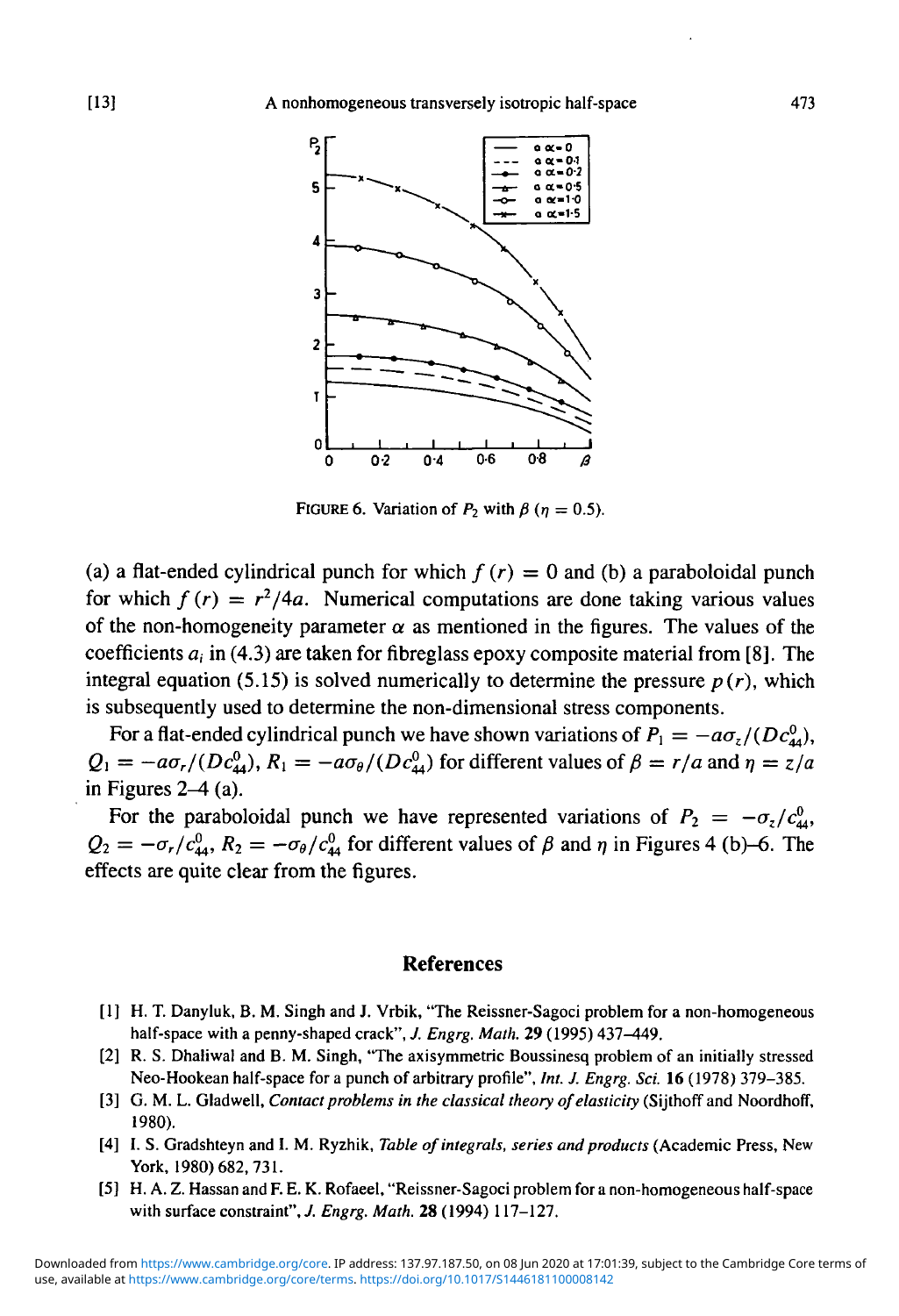FIGURE 6. Variation of $P_2$ with $\beta$ ($\eta = 0.5$).

(a) a flat-ended cylindrical punch for which $f(r) = 0$ and (b) a paraboloidal punch for which $f(r) = r^2/4a$. Numerical computations are done taking various values of the non-homogeneity parameter $\alpha$ as mentioned in the figures. The values of the coefficients $a_i$ in (4.3) are taken for fibreglass epoxy composite material from [8]. The integral equation (5.15) is solved numerically to determine the pressure $p(r)$, which is subsequently used to determine the non-dimensional stress components.

For a flat-ended cylindrical punch we have shown variations of $P_1 = -a\sigma_z/(Dc_{44}^0)$, $Q_1 = -a\sigma_r/(Dc_{44}^0)$, $R_1 = -a\sigma_\theta/(Dc_{44}^0)$ for different values of $\beta = r/a$ and $\eta = z/a$ in Figures 2–4 (a).

For the paraboloidal punch we have represented variations of $P_2 = -\sigma_z/c_{44}^0$, $Q_2 = -\sigma_r/c_{44}^0$, $R_2 = -\sigma_\theta/c_{44}^0$ for different values of $\beta$ and $\eta$ in Figures 4 (b)–6. The effects are quite clear from the figures.

## References

[1] H. T. Danyluk, B. M. Singh and J. Vrbik, "The Reissner-Sagoci problem for a non-homogeneous half-space with a penny-shaped crack", *J. Engrg. Math.* **29** (1995) 437–449.

[2] R. S. Dhaliwal and B. M. Singh, "The axisymmetric Boussinesq problem of an initially stressed Neo-Hookean half-space for a punch of arbitrary profile", *Int. J. Engrg. Sci.* **16** (1978) 379–385.

[3] G. M. L. Gladwell, *Contact problems in the classical theory of elasticity* (Sijthoff and Noordhoff, 1980).

[4] I. S. Gradshteyn and I. M. Ryzhik, *Table of integrals, series and products* (Academic Press, New York, 1980) 682, 731.

[5] H. A. Z. Hassan and F. E. K. Rofaeel, "Reissner-Sagoci problem for a non-homogeneous half-space with surface constraint", *J. Engrg. Math.* **28** (1994) 117–127.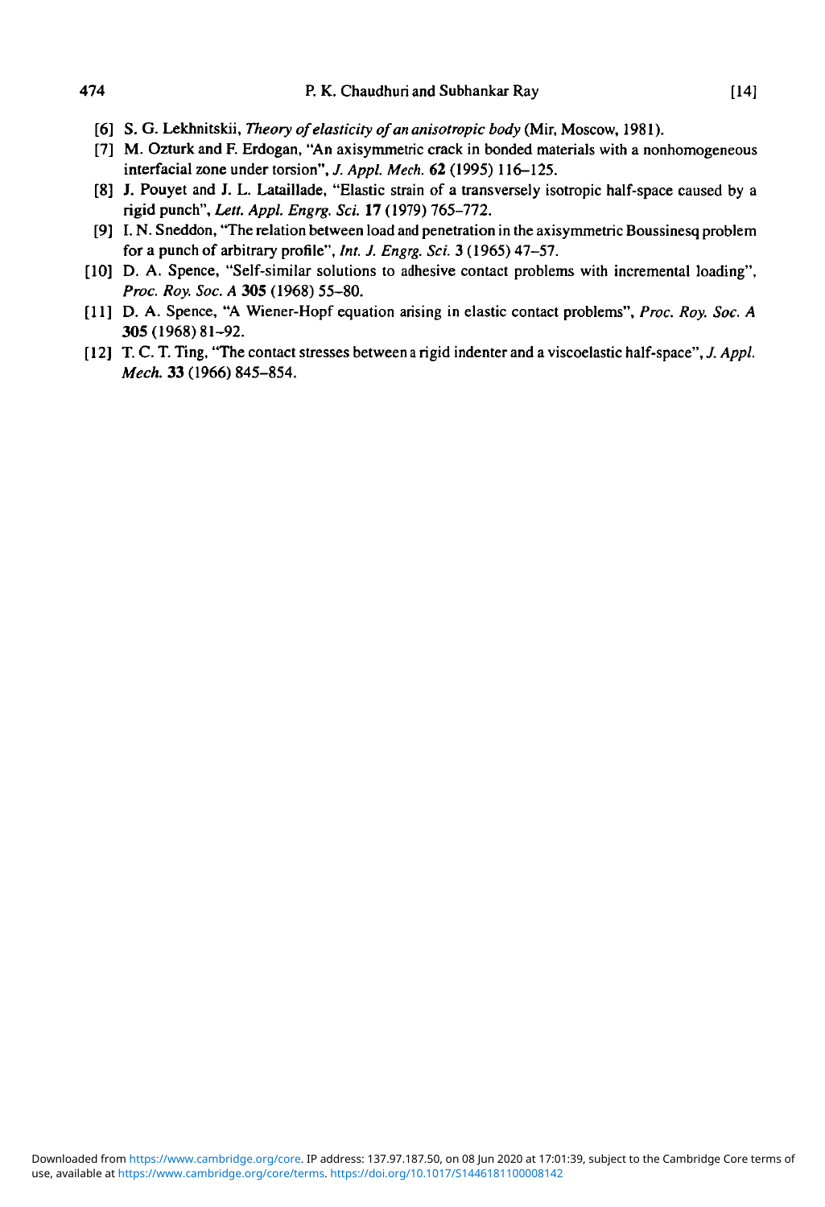[6] S. G. Lekhnitskii, *Theory of elasticity of an anisotropic body* (Mir, Moscow, 1981).

[7] M. Ozturk and F. Erdogan, "An axisymmetric crack in bonded materials with a nonhomogeneous interfacial zone under torsion", *J. Appl. Mech.* **62** (1995) 116–125.

[8] J. Pouyet and J. L. Lataillade, "Elastic strain of a transversely isotropic half-space caused by a rigid punch", *Lett. Appl. Engrg. Sci.* **17** (1979) 765–772.

[9] I. N. Sneddon, "The relation between load and penetration in the axisymmetric Boussinesq problem for a punch of arbitrary profile", *Int. J. Engrg. Sci.* **3** (1965) 47–57.

[10] D. A. Spence, "Self-similar solutions to adhesive contact problems with incremental loading", *Proc. Roy. Soc. A* **305** (1968) 55–80.

[11] D. A. Spence, "A Wiener-Hopf equation arising in elastic contact problems", *Proc. Roy. Soc. A* **305** (1968) 81–92.

[12] T. C. T. Ting, "The contact stresses between a rigid indenter and a viscoelastic half-space", *J. Appl. Mech.* **33** (1966) 845–854.